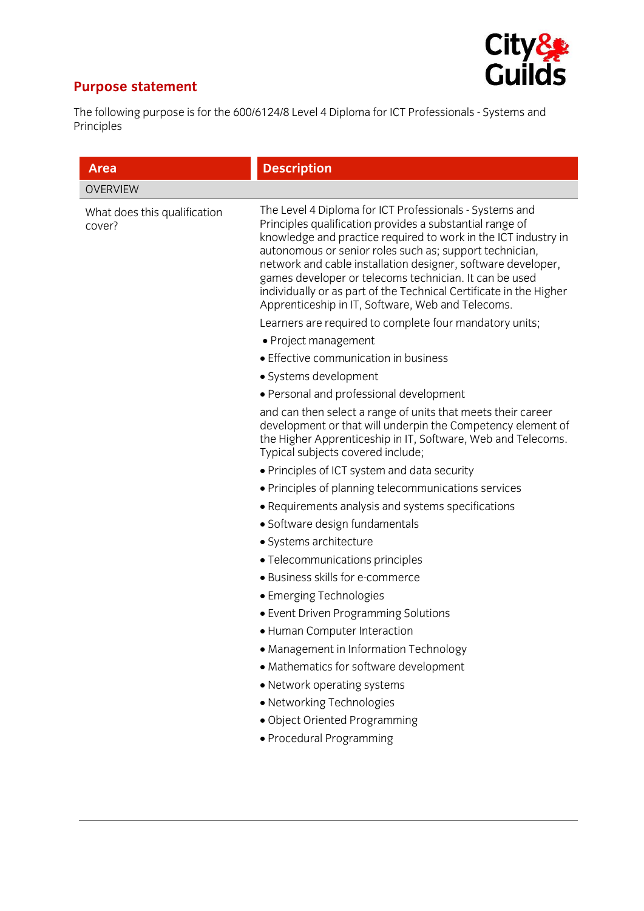## Purpose statement

The following purpose is for the 600/6124/8 Level 4 Diploma for ICT Professionals - Systems and Principles

| Area | Description |
|---|---|
| OVERVIEW | |
| What does this qualification cover? | The Level 4 Diploma for ICT Professionals - Systems and Principles qualification provides a substantial range of knowledge and practice required to work in the ICT industry in autonomous or senior roles such as; support technician, network and cable installation designer, software developer, games developer or telecoms technician. It can be used individually or as part of the Technical Certificate in the Higher Apprenticeship in IT, Software, Web and Telecoms.<br><br>Learners are required to complete four mandatory units;<br>• Project management<br>• Effective communication in business<br>• Systems development<br>• Personal and professional development<br><br>and can then select a range of units that meets their career development or that will underpin the Competency element of the Higher Apprenticeship in IT, Software, Web and Telecoms. Typical subjects covered include;<br>• Principles of ICT system and data security<br>• Principles of planning telecommunications services<br>• Requirements analysis and systems specifications<br>• Software design fundamentals<br>• Systems architecture<br>• Telecommunications principles<br>• Business skills for e-commerce<br>• Emerging Technologies<br>• Event Driven Programming Solutions<br>• Human Computer Interaction<br>• Management in Information Technology<br>• Mathematics for software development<br>• Network operating systems<br>• Networking Technologies<br>• Object Oriented Programming<br>• Procedural Programming |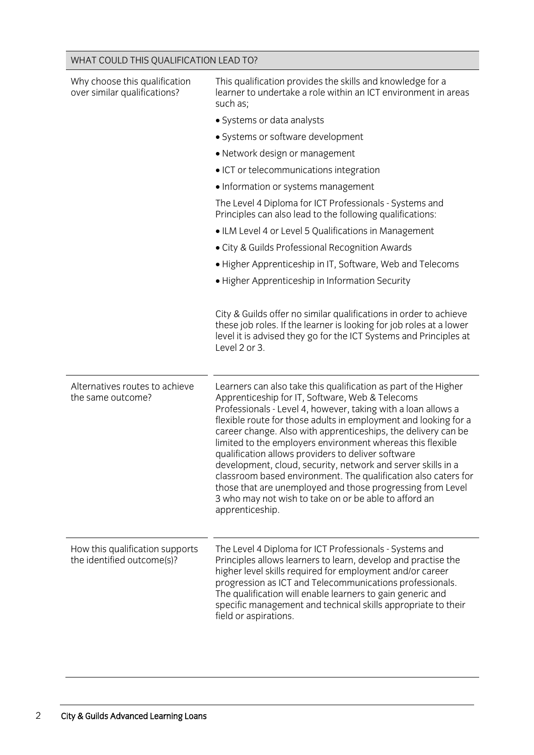| WHAT COULD THIS QUALIFICATION LEAD TO? | |
|---|---|
| Why choose this qualification over similar qualifications? | This qualification provides the skills and knowledge for a learner to undertake a role within an ICT environment in areas such as;<br>• Systems or data analysts<br>• Systems or software development<br>• Network design or management<br>• ICT or telecommunications integration<br>• Information or systems management<br>The Level 4 Diploma for ICT Professionals - Systems and Principles can also lead to the following qualifications:<br>• ILM Level 4 or Level 5 Qualifications in Management<br>• City & Guilds Professional Recognition Awards<br>• Higher Apprenticeship in IT, Software, Web and Telecoms<br>• Higher Apprenticeship in Information Security<br><br>City & Guilds offer no similar qualifications in order to achieve these job roles. If the learner is looking for job roles at a lower level it is advised they go for the ICT Systems and Principles at Level 2 or 3. |
| Alternatives routes to achieve the same outcome? | Learners can also take this qualification as part of the Higher Apprenticeship for IT, Software, Web & Telecoms Professionals - Level 4, however, taking with a loan allows a flexible route for those adults in employment and looking for a career change. Also with apprenticeships, the delivery can be limited to the employers environment whereas this flexible qualification allows providers to deliver software development, cloud, security, network and server skills in a classroom based environment. The qualification also caters for those that are unemployed and those progressing from Level 3 who may not wish to take on or be able to afford an apprenticeship. |
| How this qualification supports the identified outcome(s)? | The Level 4 Diploma for ICT Professionals - Systems and Principles allows learners to learn, develop and practise the higher level skills required for employment and/or career progression as ICT and Telecommunications professionals. The qualification will enable learners to gain generic and specific management and technical skills appropriate to their field or aspirations. |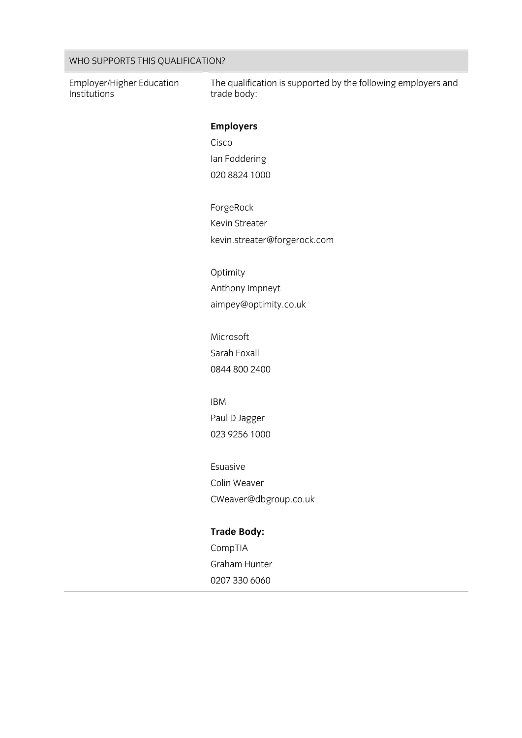| WHO SUPPORTS THIS QUALIFICATION? | |
|---|---|
| Employer/Higher Education Institutions | The qualification is supported by the following employers and trade body:<br><br>**Employers**<br>Cisco<br>Ian Foddering<br>020 8824 1000<br><br>ForgeRock<br>Kevin Streater<br>kevin.streater@forgerock.com<br><br>Optimity<br>Anthony Impneyt<br>aimpey@optimity.co.uk<br><br>Microsoft<br>Sarah Foxall<br>0844 800 2400<br><br>IBM<br>Paul D Jagger<br>023 9256 1000<br><br>Esuasive<br>Colin Weaver<br>CWeaver@dbgroup.co.uk<br><br>**Trade Body:**<br>CompTIA<br>Graham Hunter<br>0207 330 6060 |